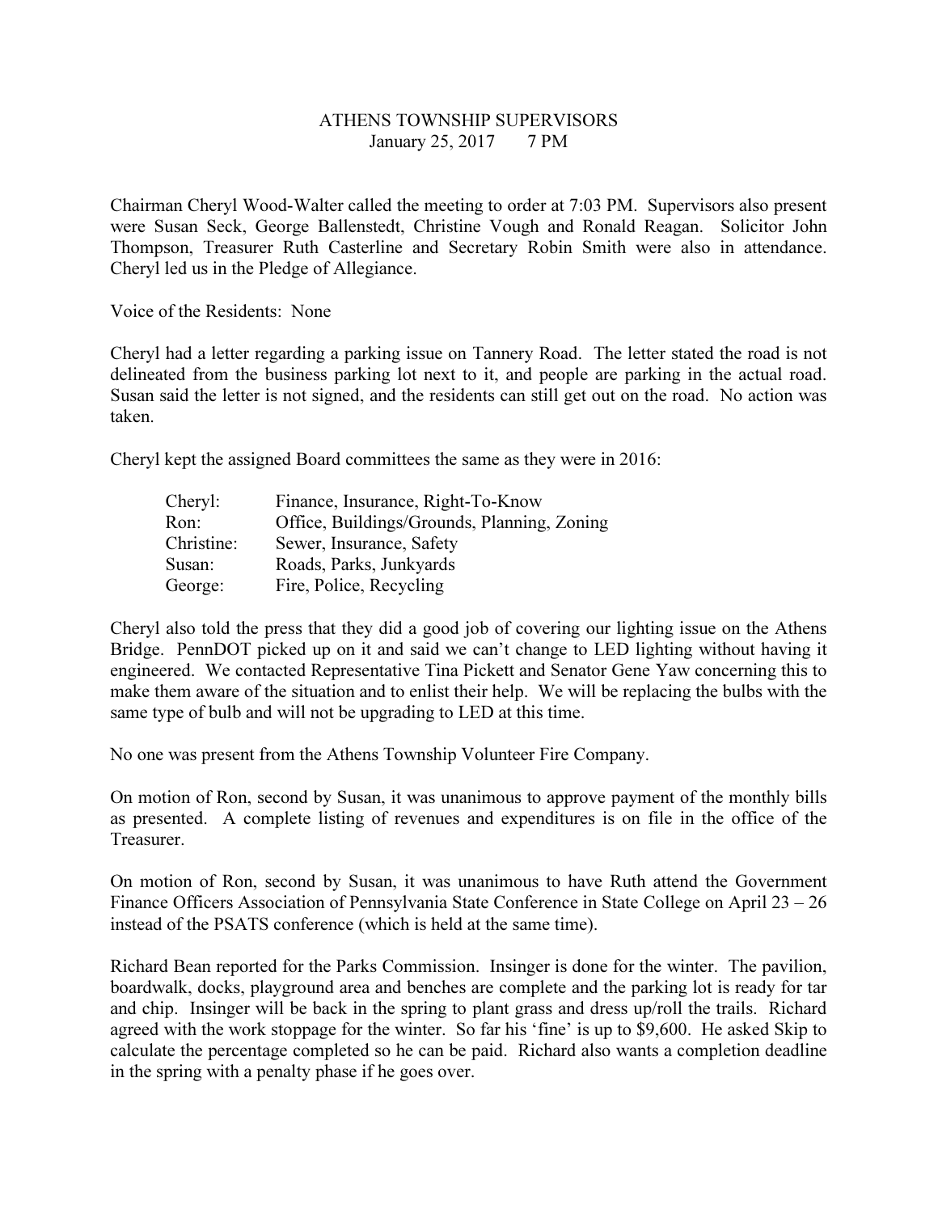# ATHENS TOWNSHIP SUPERVISORS

January 25, 2017 7 PM

Chairman Cheryl Wood-Walter called the meeting to order at 7:03 PM. Supervisors also present were Susan Seck, George Ballenstedt, Christine Vough and Ronald Reagan. Solicitor John Thompson, Treasurer Ruth Casterline and Secretary Robin Smith were also in attendance. Cheryl led us in the Pledge of Allegiance.

Voice of the Residents: None

Cheryl had a letter regarding a parking issue on Tannery Road. The letter stated the road is not delineated from the business parking lot next to it, and people are parking in the actual road. Susan said the letter is not signed, and the residents can still get out on the road. No action was taken.

Cheryl kept the assigned Board committees the same as they were in 2016:

| | |
|---|---|
| Cheryl: | Finance, Insurance, Right-To-Know |
| Ron: | Office, Buildings/Grounds, Planning, Zoning |
| Christine: | Sewer, Insurance, Safety |
| Susan: | Roads, Parks, Junkyards |
| George: | Fire, Police, Recycling |

Cheryl also told the press that they did a good job of covering our lighting issue on the Athens Bridge. PennDOT picked up on it and said we can't change to LED lighting without having it engineered. We contacted Representative Tina Pickett and Senator Gene Yaw concerning this to make them aware of the situation and to enlist their help. We will be replacing the bulbs with the same type of bulb and will not be upgrading to LED at this time.

No one was present from the Athens Township Volunteer Fire Company.

On motion of Ron, second by Susan, it was unanimous to approve payment of the monthly bills as presented. A complete listing of revenues and expenditures is on file in the office of the Treasurer.

On motion of Ron, second by Susan, it was unanimous to have Ruth attend the Government Finance Officers Association of Pennsylvania State Conference in State College on April 23 – 26 instead of the PSATS conference (which is held at the same time).

Richard Bean reported for the Parks Commission. Insinger is done for the winter. The pavilion, boardwalk, docks, playground area and benches are complete and the parking lot is ready for tar and chip. Insinger will be back in the spring to plant grass and dress up/roll the trails. Richard agreed with the work stoppage for the winter. So far his 'fine' is up to $9,600. He asked Skip to calculate the percentage completed so he can be paid. Richard also wants a completion deadline in the spring with a penalty phase if he goes over.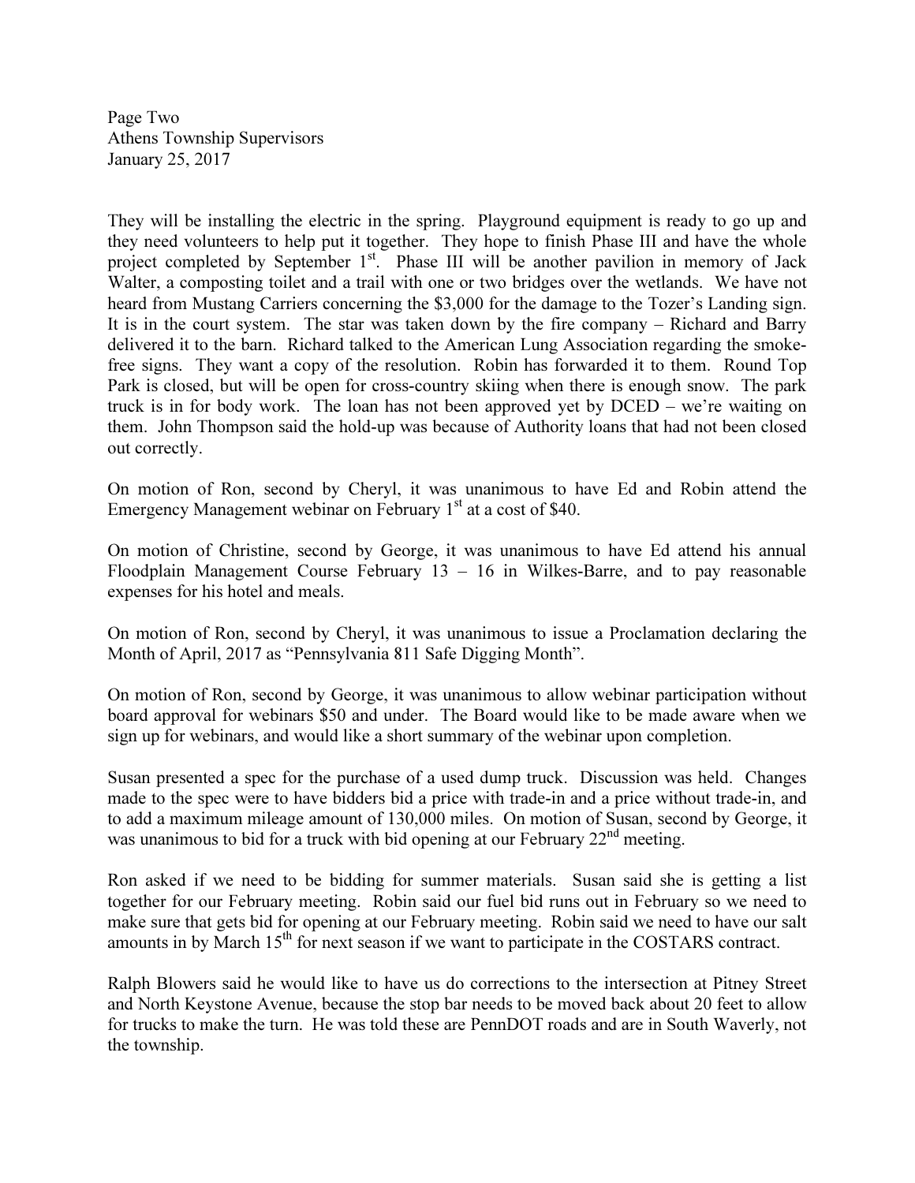They will be installing the electric in the spring. Playground equipment is ready to go up and they need volunteers to help put it together. They hope to finish Phase III and have the whole project completed by September 1st. Phase III will be another pavilion in memory of Jack Walter, a composting toilet and a trail with one or two bridges over the wetlands. We have not heard from Mustang Carriers concerning the $3,000 for the damage to the Tozer's Landing sign. It is in the court system. The star was taken down by the fire company – Richard and Barry delivered it to the barn. Richard talked to the American Lung Association regarding the smoke-free signs. They want a copy of the resolution. Robin has forwarded it to them. Round Top Park is closed, but will be open for cross-country skiing when there is enough snow. The park truck is in for body work. The loan has not been approved yet by DCED – we're waiting on them. John Thompson said the hold-up was because of Authority loans that had not been closed out correctly.

On motion of Ron, second by Cheryl, it was unanimous to have Ed and Robin attend the Emergency Management webinar on February 1st at a cost of $40.

On motion of Christine, second by George, it was unanimous to have Ed attend his annual Floodplain Management Course February 13 – 16 in Wilkes-Barre, and to pay reasonable expenses for his hotel and meals.

On motion of Ron, second by Cheryl, it was unanimous to issue a Proclamation declaring the Month of April, 2017 as "Pennsylvania 811 Safe Digging Month".

On motion of Ron, second by George, it was unanimous to allow webinar participation without board approval for webinars $50 and under. The Board would like to be made aware when we sign up for webinars, and would like a short summary of the webinar upon completion.

Susan presented a spec for the purchase of a used dump truck. Discussion was held. Changes made to the spec were to have bidders bid a price with trade-in and a price without trade-in, and to add a maximum mileage amount of 130,000 miles. On motion of Susan, second by George, it was unanimous to bid for a truck with bid opening at our February 22nd meeting.

Ron asked if we need to be bidding for summer materials. Susan said she is getting a list together for our February meeting. Robin said our fuel bid runs out in February so we need to make sure that gets bid for opening at our February meeting. Robin said we need to have our salt amounts in by March 15th for next season if we want to participate in the COSTARS contract.

Ralph Blowers said he would like to have us do corrections to the intersection at Pitney Street and North Keystone Avenue, because the stop bar needs to be moved back about 20 feet to allow for trucks to make the turn. He was told these are PennDOT roads and are in South Waverly, not the township.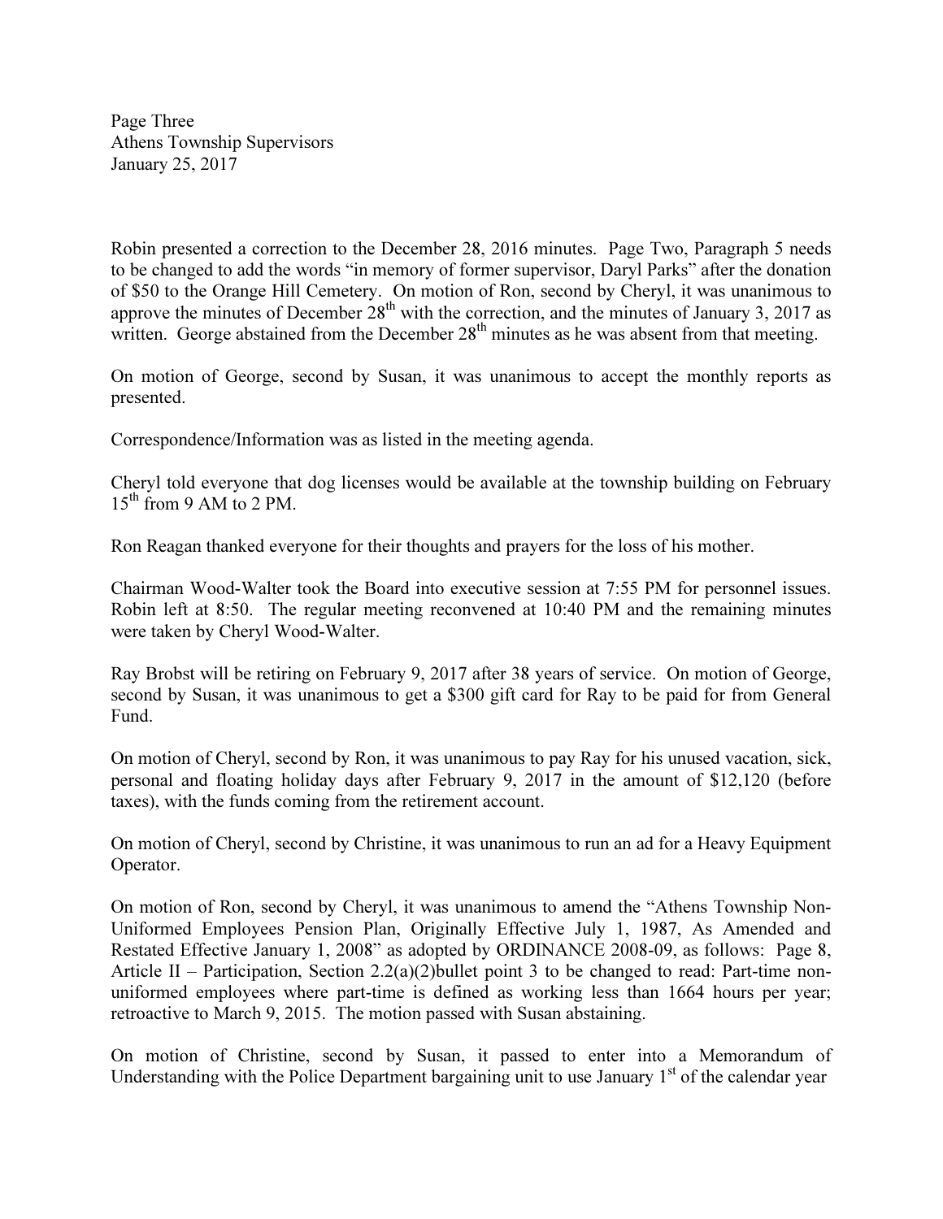Robin presented a correction to the December 28, 2016 minutes. Page Two, Paragraph 5 needs to be changed to add the words "in memory of former supervisor, Daryl Parks" after the donation of $50 to the Orange Hill Cemetery. On motion of Ron, second by Cheryl, it was unanimous to approve the minutes of December 28th with the correction, and the minutes of January 3, 2017 as written. George abstained from the December 28th minutes as he was absent from that meeting.

On motion of George, second by Susan, it was unanimous to accept the monthly reports as presented.

Correspondence/Information was as listed in the meeting agenda.

Cheryl told everyone that dog licenses would be available at the township building on February 15th from 9 AM to 2 PM.

Ron Reagan thanked everyone for their thoughts and prayers for the loss of his mother.

Chairman Wood-Walter took the Board into executive session at 7:55 PM for personnel issues. Robin left at 8:50. The regular meeting reconvened at 10:40 PM and the remaining minutes were taken by Cheryl Wood-Walter.

Ray Brobst will be retiring on February 9, 2017 after 38 years of service. On motion of George, second by Susan, it was unanimous to get a $300 gift card for Ray to be paid for from General Fund.

On motion of Cheryl, second by Ron, it was unanimous to pay Ray for his unused vacation, sick, personal and floating holiday days after February 9, 2017 in the amount of $12,120 (before taxes), with the funds coming from the retirement account.

On motion of Cheryl, second by Christine, it was unanimous to run an ad for a Heavy Equipment Operator.

On motion of Ron, second by Cheryl, it was unanimous to amend the "Athens Township Non-Uniformed Employees Pension Plan, Originally Effective July 1, 1987, As Amended and Restated Effective January 1, 2008" as adopted by ORDINANCE 2008-09, as follows: Page 8, Article II – Participation, Section 2.2(a)(2)bullet point 3 to be changed to read: Part-time non-uniformed employees where part-time is defined as working less than 1664 hours per year; retroactive to March 9, 2015. The motion passed with Susan abstaining.

On motion of Christine, second by Susan, it passed to enter into a Memorandum of Understanding with the Police Department bargaining unit to use January 1st of the calendar year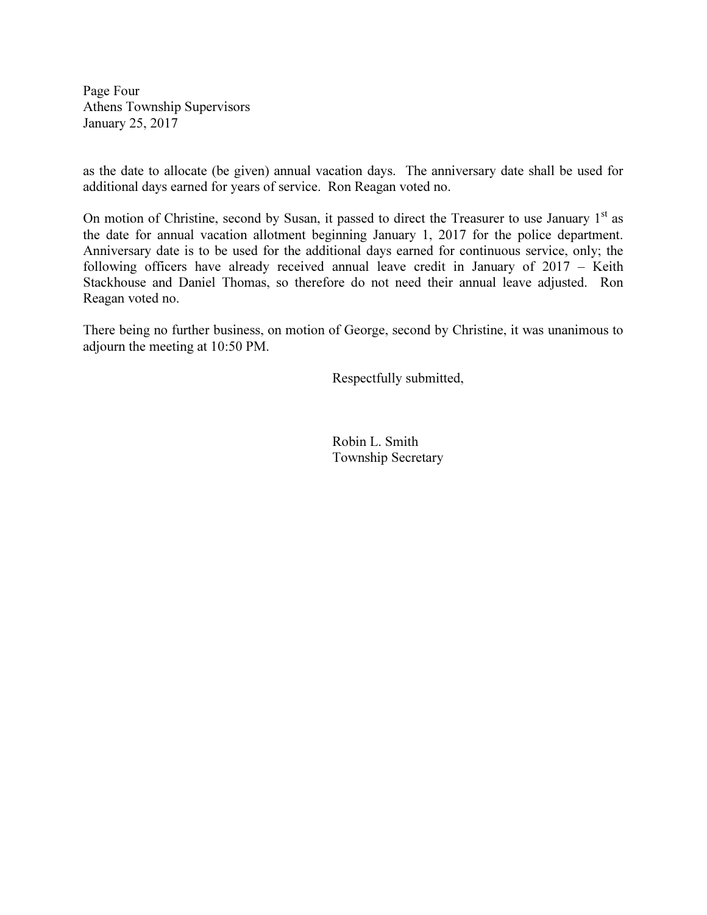as the date to allocate (be given) annual vacation days. The anniversary date shall be used for additional days earned for years of service. Ron Reagan voted no.

On motion of Christine, second by Susan, it passed to direct the Treasurer to use January 1st as the date for annual vacation allotment beginning January 1, 2017 for the police department. Anniversary date is to be used for the additional days earned for continuous service, only; the following officers have already received annual leave credit in January of 2017 – Keith Stackhouse and Daniel Thomas, so therefore do not need their annual leave adjusted. Ron Reagan voted no.

There being no further business, on motion of George, second by Christine, it was unanimous to adjourn the meeting at 10:50 PM.

Respectfully submitted,

Robin L. Smith
Township Secretary